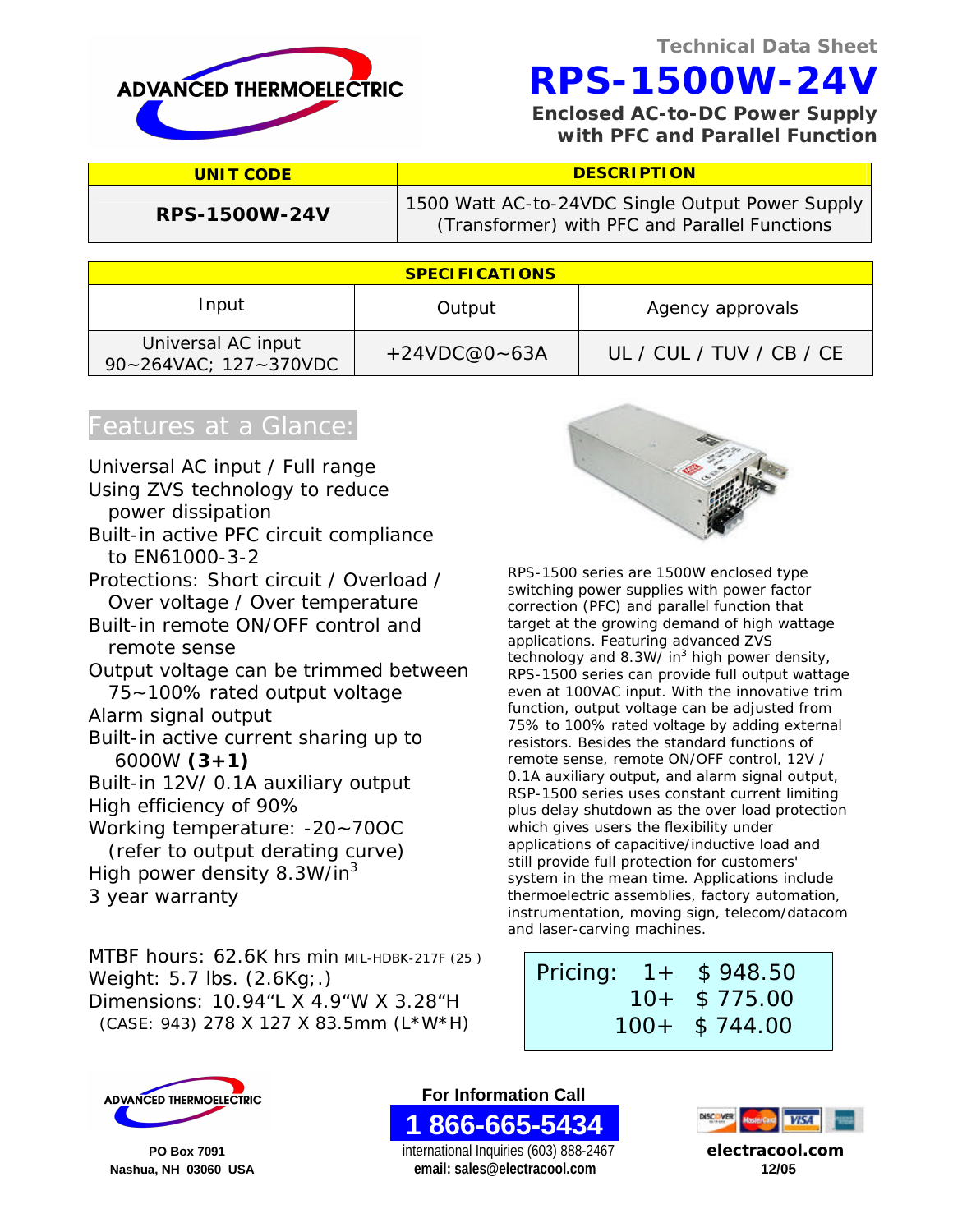Technical Data Sheet

# RPS-1500W-24V

**Enclosed AC-to-DC Power Supply with PFC and Parallel Function**

| UNIT CODE | DESCRIPTION |
|---|---|
| **RPS-1500W-24V** | 1500 Watt AC-to-24VDC Single Output Power Supply (Transformer) with PFC and Parallel Functions |

| SPECIFICATIONS | | |
|---|---|---|
| Input | Output | Agency approvals |
| Universal AC input 90~264VAC; 127~370VDC | +24VDC@0~63A | UL / CUL / TUV / CB / CE |

## Features at a Glance:

- Universal AC input / Full range
- Using ZVS technology to reduce power dissipation
- Built-in active PFC circuit compliance to EN61000-3-2
- Protections: Short circuit / Overload / Over voltage / Over temperature
- Built-in remote ON/OFF control and remote sense
- Output voltage can be trimmed between 75~100% rated output voltage
- Alarm signal output
- Built-in active current sharing up to 6000W **(3+1)**
- Built-in 12V/ 0.1A auxiliary output
- High efficiency of 90%
- Working temperature: -20~70OC (refer to output derating curve)
- High power density 8.3W/in$^3$
- 3 year warranty

MTBF hours: 62.6K hrs min MIL-HDBK-217F (25 )
Weight: 5.7 lbs. (2.6Kg;.)
Dimensions: 10.94"L X 4.9"W X 3.28"H
(CASE: 943) 278 X 127 X 83.5mm (L*W*H)

RPS-1500 series are 1500W enclosed type switching power supplies with power factor correction (PFC) and parallel function that target at the growing demand of high wattage applications. Featuring advanced ZVS technology and 8.3W/ in$^3$ high power density, RPS-1500 series can provide full output wattage even at 100VAC input. With the innovative trim function, output voltage can be adjusted from 75% to 100% rated voltage by adding external resistors. Besides the standard functions of remote sense, remote ON/OFF control, 12V / 0.1A auxiliary output, and alarm signal output, RSP-1500 series uses constant current limiting plus delay shutdown as the over load protection which gives users the flexibility under applications of capacitive/inductive load and still provide full protection for customers' system in the mean time. Applications include thermoelectric assemblies, factory automation, instrumentation, moving sign, telecom/datacom and laser-carving machines.

| Pricing: | | |
|---|---|---|
| | 1+ | $ 948.50 |
| | 10+ | $ 775.00 |
| | 100+ | $ 744.00 |

ADVANCED THERMOELECTRIC
PO Box 7091
Nashua, NH 03060 USA

**For Information Call**
**1 866-665-5434**
international Inquiries (603) 888-2467
**email: sales@electracool.com**

**electracool.com**
**12/05**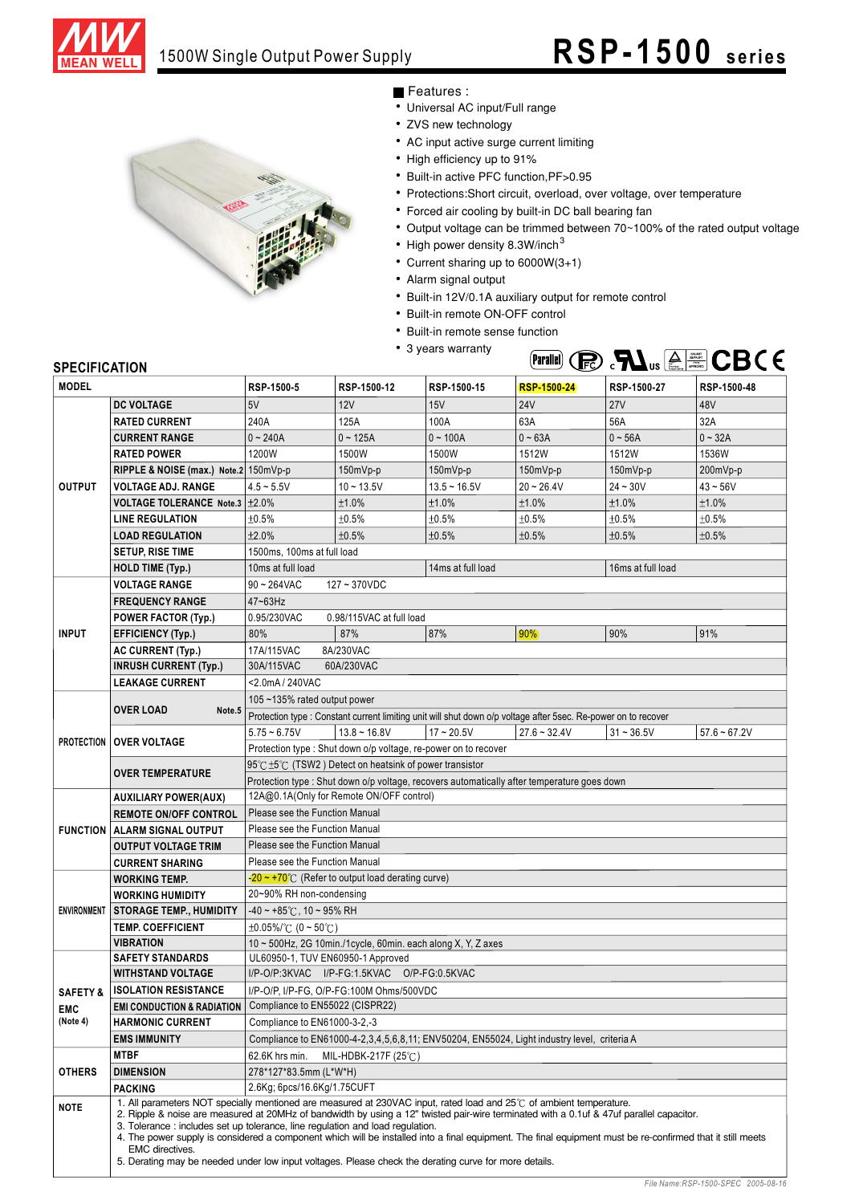# 1500W Single Output Power Supply

## RSP-1500 series

### Features :

- Universal AC input/Full range
- ZVS new technology
- AC input active surge current limiting
- High efficiency up to 91%
- Built-in active PFC function,PF>0.95
- Protections:Short circuit, overload, over voltage, over temperature
- Forced air cooling by built-in DC ball bearing fan
- Output voltage can be trimmed between 70~100% of the rated output voltage
- High power density 8.3W/inch$^3$
- Current sharing up to 6000W(3+1)
- Alarm signal output
- Built-in 12V/0.1A auxiliary output for remote control
- Built-in remote ON-OFF control
- Built-in remote sense function
- 3 years warranty

## SPECIFICATION

| MODEL | | RSP-1500-5 | RSP-1500-12 | RSP-1500-15 | RSP-1500-24 | RSP-1500-27 | RSP-1500-48 |
|---|---|---|---|---|---|---|---|
| OUTPUT | DC VOLTAGE | 5V | 12V | 15V | 24V | 27V | 48V |
| | RATED CURRENT | 240A | 125A | 100A | 63A | 56A | 32A |
| | CURRENT RANGE | 0 ~ 240A | 0 ~ 125A | 0 ~ 100A | 0 ~ 63A | 0 ~ 56A | 0 ~ 32A |
| | RATED POWER | 1200W | 1500W | 1500W | 1512W | 1512W | 1536W |
| | RIPPLE & NOISE (max.) Note.2 | 150mVp-p | 150mVp-p | 150mVp-p | 150mVp-p | 150mVp-p | 200mVp-p |
| | VOLTAGE ADJ. RANGE | 4.5 ~ 5.5V | 10 ~ 13.5V | 13.5 ~ 16.5V | 20 ~ 26.4V | 24 ~ 30V | 43 ~ 56V |
| | VOLTAGE TOLERANCE Note.3 | ±2.0% | ±1.0% | ±1.0% | ±1.0% | ±1.0% | ±1.0% |
| | LINE REGULATION | ±0.5% | ±0.5% | ±0.5% | ±0.5% | ±0.5% | ±0.5% |
| | LOAD REGULATION | ±2.0% | ±0.5% | ±0.5% | ±0.5% | ±0.5% | ±0.5% |
| | SETUP, RISE TIME | 1500ms, 100ms at full load | | | | | |
| | HOLD TIME (Typ.) | 10ms at full load | | 14ms at full load | | 16ms at full load | |
| INPUT | VOLTAGE RANGE | 90 ~ 264VAC 127 ~ 370VDC | | | | | |
| | FREQUENCY RANGE | 47~63Hz | | | | | |
| | POWER FACTOR (Typ.) | 0.95/230VAC 0.98/115VAC at full load | | | | | |
| | EFFICIENCY (Typ.) | 80% | 87% | 87% | 90% | 90% | 91% |
| | AC CURRENT (Typ.) | 17A/115VAC 8A/230VAC | | | | | |
| | INRUSH CURRENT (Typ.) | 30A/115VAC 60A/230VAC | | | | | |
| | LEAKAGE CURRENT | <2.0mA / 240VAC | | | | | |
| PROTECTION | OVER LOAD Note.5 | 105 ~135% rated output power | | | | | |
| | | Protection type : Constant current limiting unit will shut down o/p voltage after 5sec. Re-power on to recover | | | | | |
| | OVER VOLTAGE | 5.75 ~ 6.75V | 13.8 ~ 16.8V | 17 ~ 20.5V | 27.6 ~ 32.4V | 31 ~ 36.5V | 57.6 ~ 67.2V |
| | | Protection type : Shut down o/p voltage, re-power on to recover | | | | | |
| | OVER TEMPERATURE | 95℃ ±5℃ (TSW2 ) Detect on heatsink of power transistor | | | | | |
| | | Protection type : Shut down o/p voltage, recovers automatically after temperature goes down | | | | | |
| FUNCTION | AUXILIARY POWER(AUX) | 12A@0.1A(Only for Remote ON/OFF control) | | | | | |
| | REMOTE ON/OFF CONTROL | Please see the Function Manual | | | | | |
| | ALARM SIGNAL OUTPUT | Please see the Function Manual | | | | | |
| | OUTPUT VOLTAGE TRIM | Please see the Function Manual | | | | | |
| | CURRENT SHARING | Please see the Function Manual | | | | | |
| ENVIRONMENT | WORKING TEMP. | -20 ~ +70℃ (Refer to output load derating curve) | | | | | |
| | WORKING HUMIDITY | 20~90% RH non-condensing | | | | | |
| | STORAGE TEMP., HUMIDITY | -40 ~ +85℃, 10 ~ 95% RH | | | | | |
| | TEMP. COEFFICIENT | ±0.05%/℃ (0 ~ 50℃) | | | | | |
| | VIBRATION | 10 ~ 500Hz, 2G 10min./1cycle, 60min. each along X, Y, Z axes | | | | | |
| SAFETY & EMC (Note 4) | SAFETY STANDARDS | UL60950-1, TUV EN60950-1 Approved | | | | | |
| | WITHSTAND VOLTAGE | I/P-O/P:3KVAC I/P-FG:1.5KVAC O/P-FG:0.5KVAC | | | | | |
| | ISOLATION RESISTANCE | I/P-O/P, I/P-FG, O/P-FG:100M Ohms/500VDC | | | | | |
| | EMI CONDUCTION & RADIATION | Compliance to EN55022 (CISPR22) | | | | | |
| | HARMONIC CURRENT | Compliance to EN61000-3-2,-3 | | | | | |
| | EMS IMMUNITY | Compliance to EN61000-4-2,3,4,5,6,8,11; ENV50204, EN55024, Light industry level, criteria A | | | | | |
| OTHERS | MTBF | 62.6K hrs min. MIL-HDBK-217F (25℃) | | | | | |
| | DIMENSION | 278*127*83.5mm (L*W*H) | | | | | |
| | PACKING | 2.6Kg; 6pcs/16.6Kg/1.75CUFT | | | | | |

**NOTE**

1. All parameters NOT specially mentioned are measured at 230VAC input, rated load and 25℃ of ambient temperature.
2. Ripple & noise are measured at 20MHz of bandwidth by using a 12" twisted pair-wire terminated with a 0.1uf & 47uf parallel capacitor.
3. Tolerance : includes set up tolerance, line regulation and load regulation.
4. The power supply is considered a component which will be installed into a final equipment. The final equipment must be re-confirmed that it still meets EMC directives.
5. Derating may be needed under low input voltages. Please check the derating curve for more details.

File Name:RSP-1500-SPEC 2005-08-16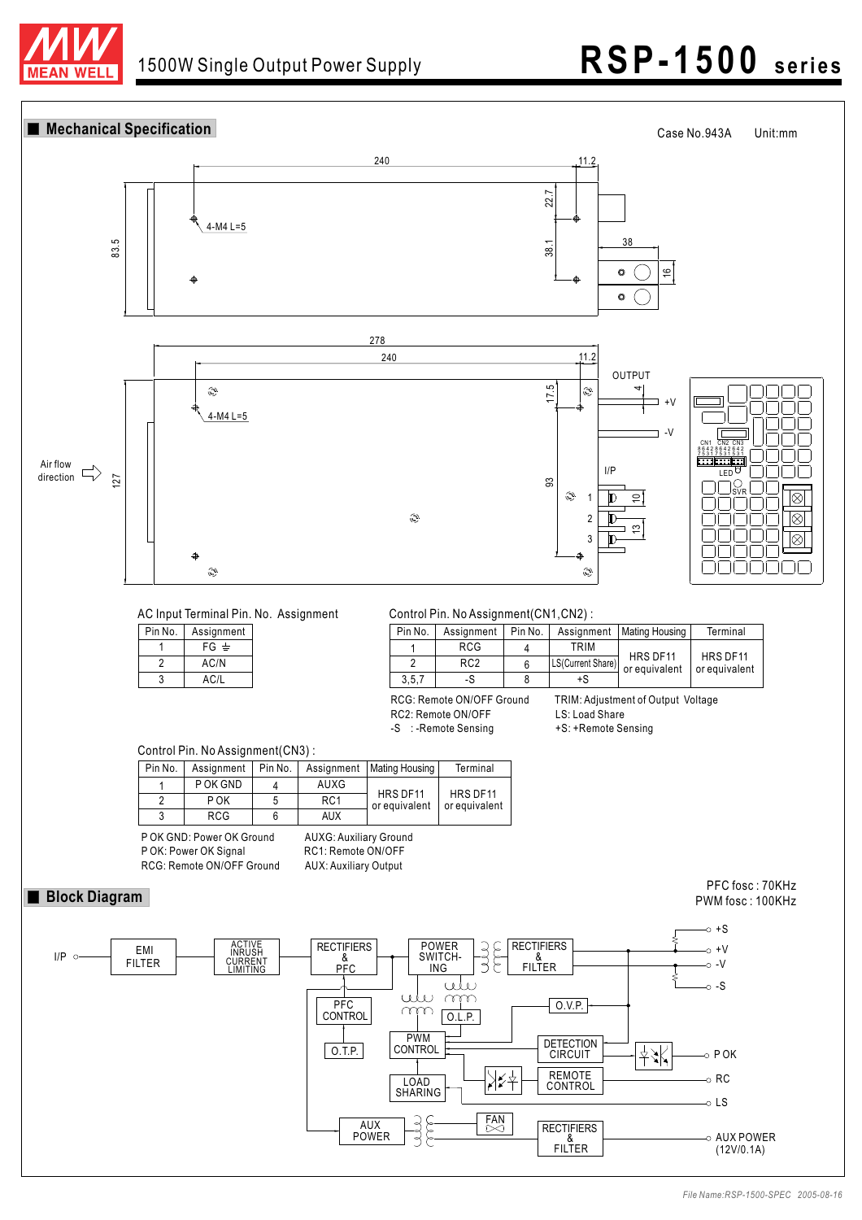## Mechanical Specification

Case No.943A Unit:mm

Air flow direction

**AC Input Terminal Pin. No. Assignment**

| Pin No. | Assignment |
|---|---|
| 1 | FG ⏚ |
| 2 | AC/N |
| 3 | AC/L |

**Control Pin. No Assignment(CN1,CN2) :**

| Pin No. | Assignment | Pin No. | Assignment | Mating Housing | Terminal |
|---|---|---|---|---|---|
| 1 | RCG | 4 | TRIM | HRS DF11 or equivalent | HRS DF11 or equivalent |
| 2 | RC2 | 6 | LS(Current Share) | | |
| 3,5,7 | -S | 8 | +S | | |

RCG: Remote ON/OFF Ground
RC2: Remote ON/OFF
-S : -Remote Sensing

TRIM: Adjustment of Output Voltage
LS: Load Share
+S: +Remote Sensing

**Control Pin. No Assignment(CN3) :**

| Pin No. | Assignment | Pin No. | Assignment | Mating Housing | Terminal |
|---|---|---|---|---|---|
| 1 | P OK GND | 4 | AUXG | HRS DF11 or equivalent | HRS DF11 or equivalent |
| 2 | P OK | 5 | RC1 | | |
| 3 | RCG | 6 | AUX | | |

P OK GND: Power OK Ground
P OK: Power OK Signal
RCG: Remote ON/OFF Ground

AUXG: Auxiliary Ground
RC1: Remote ON/OFF
AUX: Auxiliary Output

## Block Diagram

PFC fosc : 70KHz
PWM fosc : 100KHz

AUX POWER (12V/0.1A)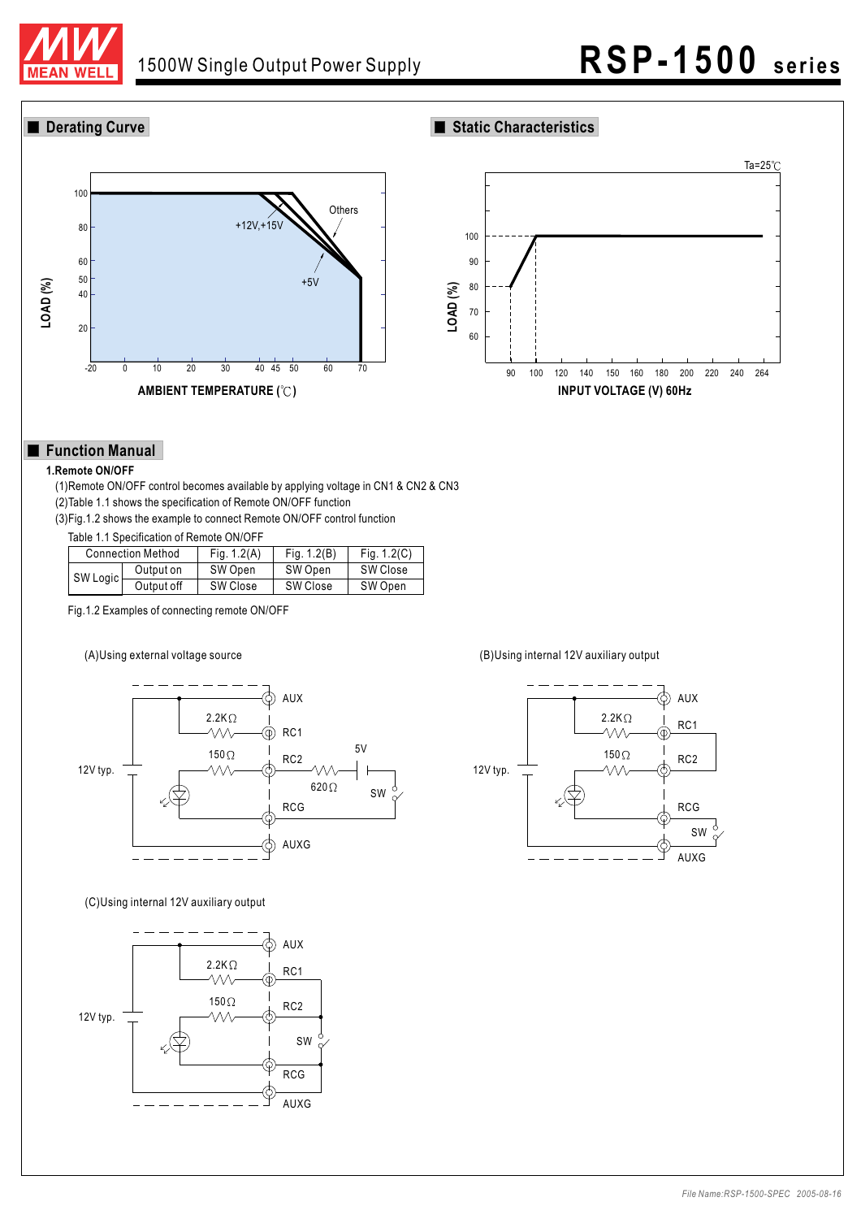## Derating Curve

## Static Characteristics

## Function Manual

**1.Remote ON/OFF**

(1)Remote ON/OFF control becomes available by applying voltage in CN1 & CN2 & CN3

(2)Table 1.1 shows the specification of Remote ON/OFF function

(3)Fig.1.2 shows the example to connect Remote ON/OFF control function

Table 1.1 Specification of Remote ON/OFF

| Connection Method | | Fig. 1.2(A) | Fig. 1.2(B) | Fig. 1.2(C) |
|---|---|---|---|---|
| SW Logic | Output on | SW Open | SW Open | SW Close |
| | Output off | SW Close | SW Close | SW Open |

Fig.1.2 Examples of connecting remote ON/OFF

(A)Using external voltage source

(B)Using internal 12V auxiliary output

(C)Using internal 12V auxiliary output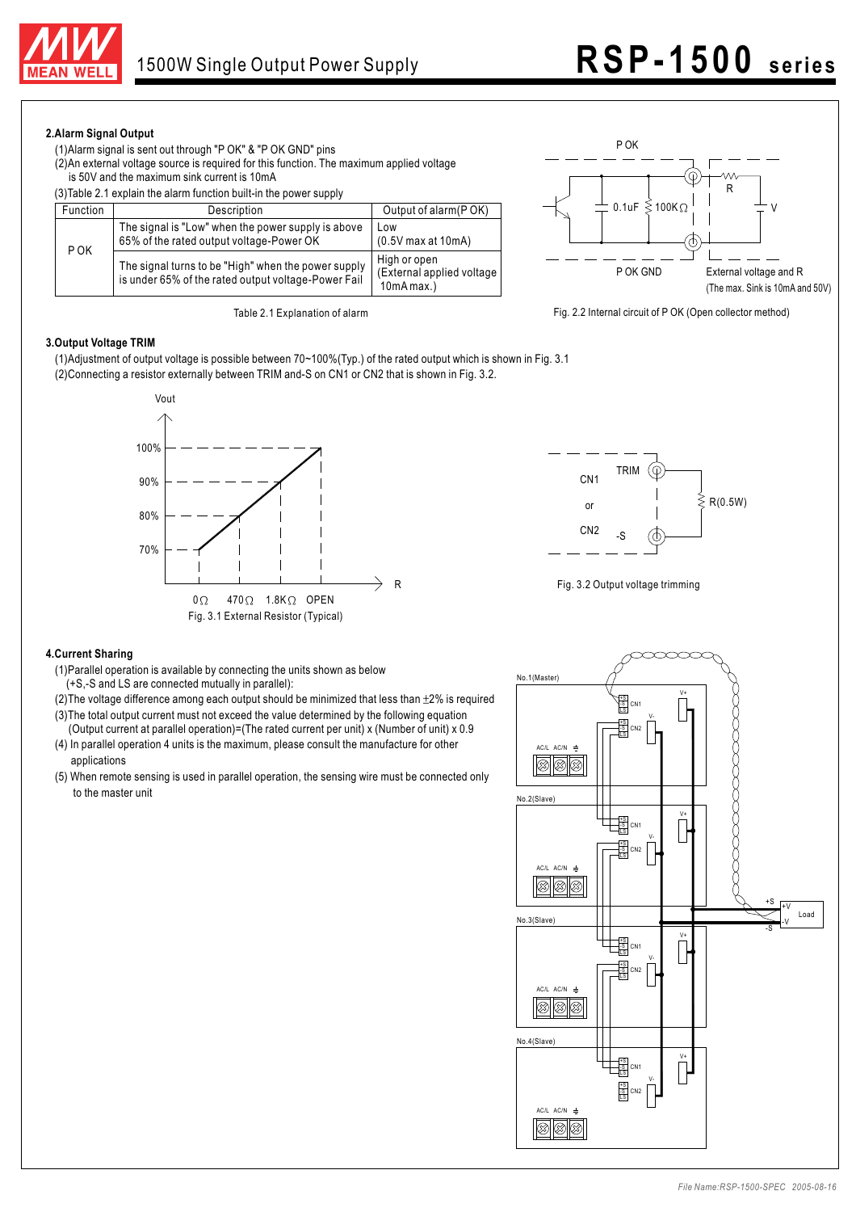## 2.Alarm Signal Output

(1)Alarm signal is sent out through "P OK" & "P OK GND" pins

(2)An external voltage source is required for this function. The maximum applied voltage is 50V and the maximum sink current is 10mA

(3)Table 2.1 explain the alarm function built-in the power supply

| Function | Description | Output of alarm(P OK) |
|---|---|---|
| P OK | The signal is "Low" when the power supply is above 65% of the rated output voltage-Power OK | Low (0.5V max at 10mA) |
| | The signal turns to be "High" when the power supply is under 65% of the rated output voltage-Power Fail | High or open (External applied voltage 10mA max.) |

Table 2.1 Explanation of alarm

P OK

0.1uF

100KΩ

R

V

P OK GND

External voltage and R

(The max. Sink is 10mA and 50V)

Fig. 2.2 Internal circuit of P OK (Open collector method)

## 3.Output Voltage TRIM

(1)Adjustment of output voltage is possible between 70~100%(Typ.) of the rated output which is shown in Fig. 3.1

(2)Connecting a resistor externally between TRIM and-S on CN1 or CN2 that is shown in Fig. 3.2.

Vout

100%

90%

80%

70%

R

0Ω 470Ω 1.8KΩ OPEN

Fig. 3.1 External Resistor (Typical)

CN1

or

CN2

TRIM

-S

R(0.5W)

Fig. 3.2 Output voltage trimming

## 4.Current Sharing

(1)Parallel operation is available by connecting the units shown as below (+S,-S and LS are connected mutually in parallel):

(2)The voltage difference among each output should be minimized that less than ±2% is required

(3)The total output current must not exceed the value determined by the following equation (Output current at parallel operation)=(The rated current per unit) x (Number of unit) x 0.9

(4) In parallel operation 4 units is the maximum, please consult the manufacture for other applications

(5) When remote sensing is used in parallel operation, the sensing wire must be connected only to the master unit

No.1(Master)

No.2(Slave)

No.3(Slave)

No.4(Slave)

+S

-S

LS

CN1

CN2

V+

V-

AC/L AC/N ⏚

+S

+V

-V

-S

Load